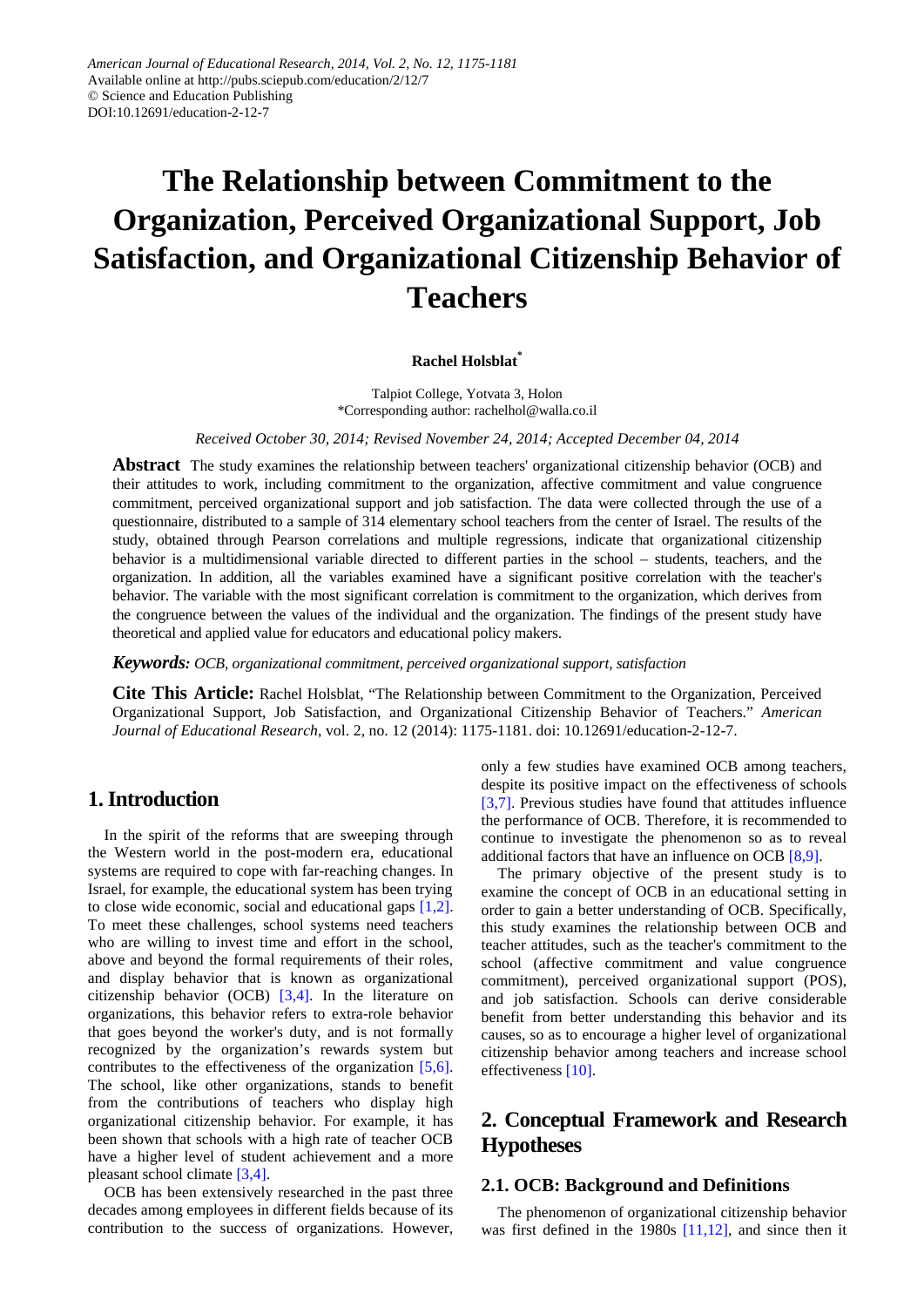American Journal of Educational Research, 2014, Vol. 2, No. 12, 1175-1181
Available online at http://pubs.sciepub.com/education/2/12/7
© Science and Education Publishing
DOI:10.12691/education-2-12-7

# The Relationship between Commitment to the Organization, Perceived Organizational Support, Job Satisfaction, and Organizational Citizenship Behavior of Teachers

**Rachel Holsblat[*]**

Talpiot College, Yotvata 3, Holon
*Corresponding author: rachelhol@walla.co.il

*Received October 30, 2014; Revised November 24, 2014; Accepted December 04, 2014*

**Abstract** The study examines the relationship between teachers' organizational citizenship behavior (OCB) and their attitudes to work, including commitment to the organization, affective commitment and value congruence commitment, perceived organizational support and job satisfaction. The data were collected through the use of a questionnaire, distributed to a sample of 314 elementary school teachers from the center of Israel. The results of the study, obtained through Pearson correlations and multiple regressions, indicate that organizational citizenship behavior is a multidimensional variable directed to different parties in the school – students, teachers, and the organization. In addition, all the variables examined have a significant positive correlation with the teacher's behavior. The variable with the most significant correlation is commitment to the organization, which derives from the congruence between the values of the individual and the organization. The findings of the present study have theoretical and applied value for educators and educational policy makers.

***Keywords:*** *OCB, organizational commitment, perceived organizational support, satisfaction*

**Cite This Article:** Rachel Holsblat, "The Relationship between Commitment to the Organization, Perceived Organizational Support, Job Satisfaction, and Organizational Citizenship Behavior of Teachers." *American Journal of Educational Research*, vol. 2, no. 12 (2014): 1175-1181. doi: 10.12691/education-2-12-7.

## 1. Introduction

In the spirit of the reforms that are sweeping through the Western world in the post-modern era, educational systems are required to cope with far-reaching changes. In Israel, for example, the educational system has been trying to close wide economic, social and educational gaps [1,2]. To meet these challenges, school systems need teachers who are willing to invest time and effort in the school, above and beyond the formal requirements of their roles, and display behavior that is known as organizational citizenship behavior (OCB) [3,4]. In the literature on organizations, this behavior refers to extra-role behavior that goes beyond the worker's duty, and is not formally recognized by the organization's rewards system but contributes to the effectiveness of the organization [5,6]. The school, like other organizations, stands to benefit from the contributions of teachers who display high organizational citizenship behavior. For example, it has been shown that schools with a high rate of teacher OCB have a higher level of student achievement and a more pleasant school climate [3,4].

OCB has been extensively researched in the past three decades among employees in different fields because of its contribution to the success of organizations. However, only a few studies have examined OCB among teachers, despite its positive impact on the effectiveness of schools [3,7]. Previous studies have found that attitudes influence the performance of OCB. Therefore, it is recommended to continue to investigate the phenomenon so as to reveal additional factors that have an influence on OCB [8,9].

The primary objective of the present study is to examine the concept of OCB in an educational setting in order to gain a better understanding of OCB. Specifically, this study examines the relationship between OCB and teacher attitudes, such as the teacher's commitment to the school (affective commitment and value congruence commitment), perceived organizational support (POS), and job satisfaction. Schools can derive considerable benefit from better understanding this behavior and its causes, so as to encourage a higher level of organizational citizenship behavior among teachers and increase school effectiveness [10].

## 2. Conceptual Framework and Research Hypotheses

### 2.1. OCB: Background and Definitions

The phenomenon of organizational citizenship behavior was first defined in the 1980s [11,12], and since then it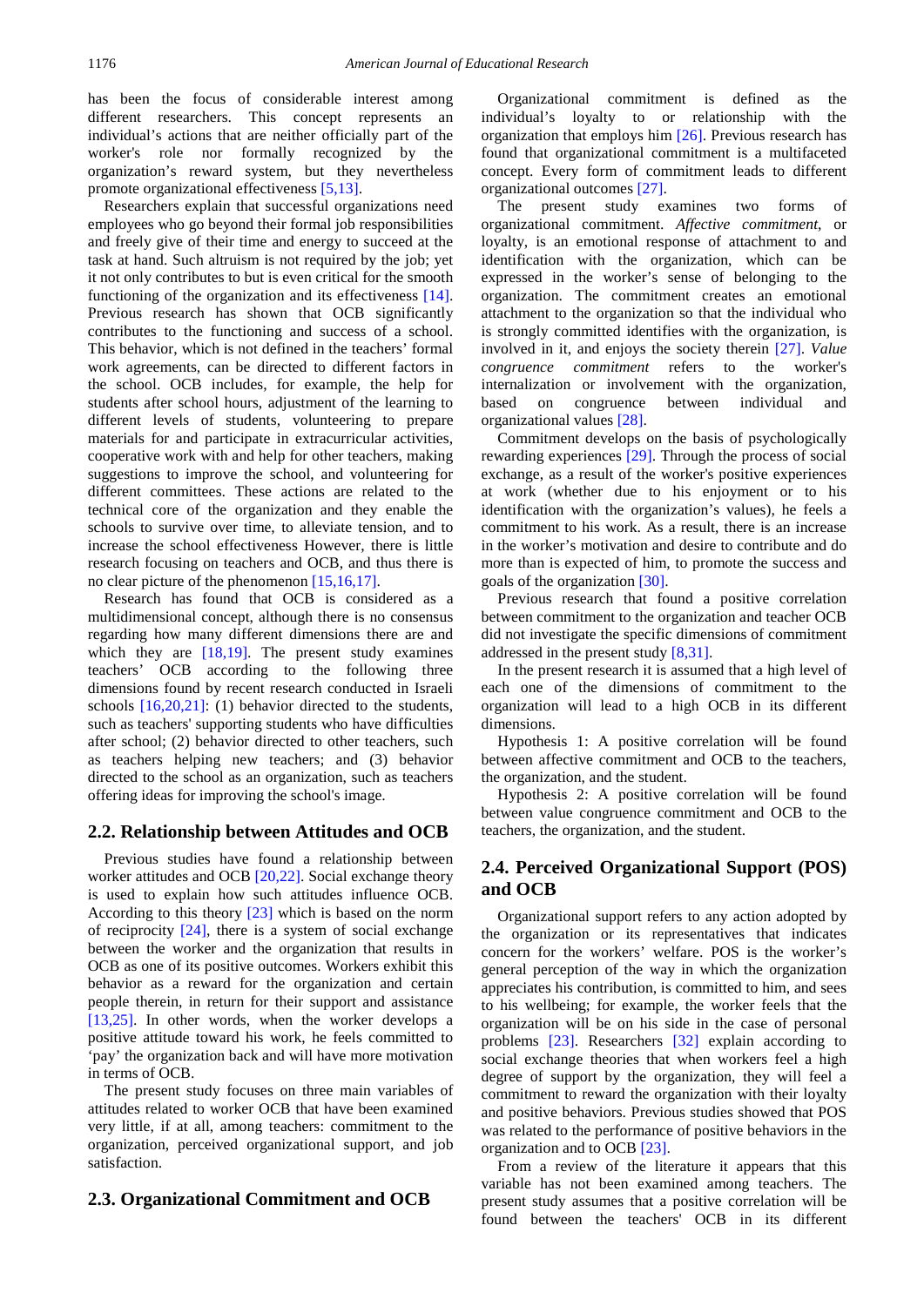has been the focus of considerable interest among different researchers. This concept represents an individual's actions that are neither officially part of the worker's role nor formally recognized by the organization's reward system, but they nevertheless promote organizational effectiveness [5,13].

Researchers explain that successful organizations need employees who go beyond their formal job responsibilities and freely give of their time and energy to succeed at the task at hand. Such altruism is not required by the job; yet it not only contributes to but is even critical for the smooth functioning of the organization and its effectiveness [14]. Previous research has shown that OCB significantly contributes to the functioning and success of a school. This behavior, which is not defined in the teachers' formal work agreements, can be directed to different factors in the school. OCB includes, for example, the help for students after school hours, adjustment of the learning to different levels of students, volunteering to prepare materials for and participate in extracurricular activities, cooperative work with and help for other teachers, making suggestions to improve the school, and volunteering for different committees. These actions are related to the technical core of the organization and they enable the schools to survive over time, to alleviate tension, and to increase the school effectiveness However, there is little research focusing on teachers and OCB, and thus there is no clear picture of the phenomenon [15,16,17].

Research has found that OCB is considered as a multidimensional concept, although there is no consensus regarding how many different dimensions there are and which they are [18,19]. The present study examines teachers' OCB according to the following three dimensions found by recent research conducted in Israeli schools [16,20,21]: (1) behavior directed to the students, such as teachers' supporting students who have difficulties after school; (2) behavior directed to other teachers, such as teachers helping new teachers; and (3) behavior directed to the school as an organization, such as teachers offering ideas for improving the school's image.

## 2.2. Relationship between Attitudes and OCB

Previous studies have found a relationship between worker attitudes and OCB [20,22]. Social exchange theory is used to explain how such attitudes influence OCB. According to this theory [23] which is based on the norm of reciprocity [24], there is a system of social exchange between the worker and the organization that results in OCB as one of its positive outcomes. Workers exhibit this behavior as a reward for the organization and certain people therein, in return for their support and assistance [13,25]. In other words, when the worker develops a positive attitude toward his work, he feels committed to 'pay' the organization back and will have more motivation in terms of OCB.

The present study focuses on three main variables of attitudes related to worker OCB that have been examined very little, if at all, among teachers: commitment to the organization, perceived organizational support, and job satisfaction.

## 2.3. Organizational Commitment and OCB

Organizational commitment is defined as the individual's loyalty to or relationship with the organization that employs him [26]. Previous research has found that organizational commitment is a multifaceted concept. Every form of commitment leads to different organizational outcomes [27].

The present study examines two forms of organizational commitment. *Affective commitment*, or loyalty, is an emotional response of attachment to and identification with the organization, which can be expressed in the worker's sense of belonging to the organization. The commitment creates an emotional attachment to the organization so that the individual who is strongly committed identifies with the organization, is involved in it, and enjoys the society therein [27]. *Value congruence commitment* refers to the worker's internalization or involvement with the organization, based on congruence between individual and organizational values [28].

Commitment develops on the basis of psychologically rewarding experiences [29]. Through the process of social exchange, as a result of the worker's positive experiences at work (whether due to his enjoyment or to his identification with the organization's values), he feels a commitment to his work. As a result, there is an increase in the worker's motivation and desire to contribute and do more than is expected of him, to promote the success and goals of the organization [30].

Previous research that found a positive correlation between commitment to the organization and teacher OCB did not investigate the specific dimensions of commitment addressed in the present study [8,31].

In the present research it is assumed that a high level of each one of the dimensions of commitment to the organization will lead to a high OCB in its different dimensions.

Hypothesis 1: A positive correlation will be found between affective commitment and OCB to the teachers, the organization, and the student.

Hypothesis 2: A positive correlation will be found between value congruence commitment and OCB to the teachers, the organization, and the student.

## 2.4. Perceived Organizational Support (POS) and OCB

Organizational support refers to any action adopted by the organization or its representatives that indicates concern for the workers' welfare. POS is the worker's general perception of the way in which the organization appreciates his contribution, is committed to him, and sees to his wellbeing; for example, the worker feels that the organization will be on his side in the case of personal problems [23]. Researchers [32] explain according to social exchange theories that when workers feel a high degree of support by the organization, they will feel a commitment to reward the organization with their loyalty and positive behaviors. Previous studies showed that POS was related to the performance of positive behaviors in the organization and to OCB [23].

From a review of the literature it appears that this variable has not been examined among teachers. The present study assumes that a positive correlation will be found between the teachers' OCB in its different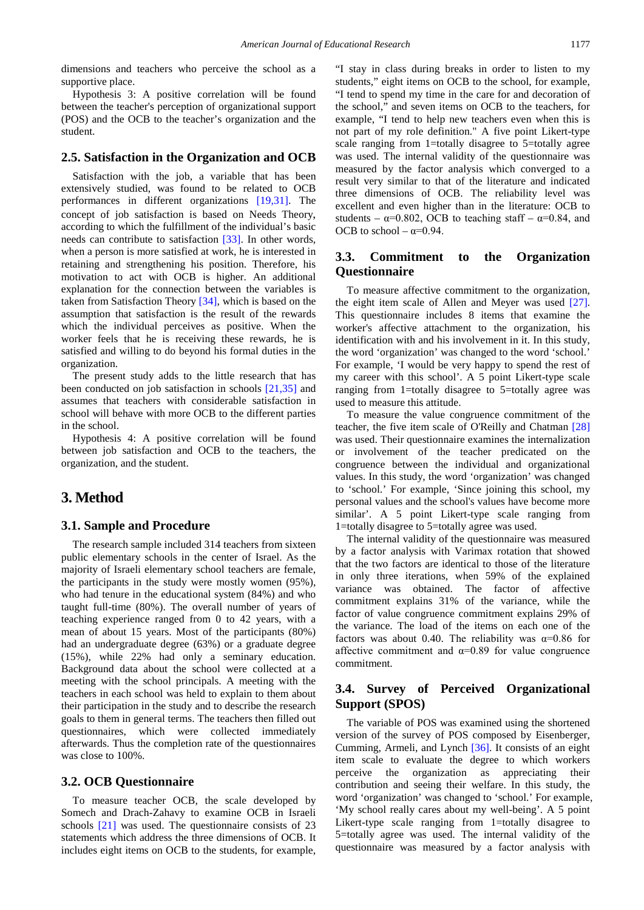dimensions and teachers who perceive the school as a supportive place.

Hypothesis 3: A positive correlation will be found between the teacher's perception of organizational support (POS) and the OCB to the teacher's organization and the student.

## 2.5. Satisfaction in the Organization and OCB

Satisfaction with the job, a variable that has been extensively studied, was found to be related to OCB performances in different organizations [19,31]. The concept of job satisfaction is based on Needs Theory, according to which the fulfillment of the individual's basic needs can contribute to satisfaction [33]. In other words, when a person is more satisfied at work, he is interested in retaining and strengthening his position. Therefore, his motivation to act with OCB is higher. An additional explanation for the connection between the variables is taken from Satisfaction Theory [34], which is based on the assumption that satisfaction is the result of the rewards which the individual perceives as positive. When the worker feels that he is receiving these rewards, he is satisfied and willing to do beyond his formal duties in the organization.

The present study adds to the little research that has been conducted on job satisfaction in schools [21,35] and assumes that teachers with considerable satisfaction in school will behave with more OCB to the different parties in the school.

Hypothesis 4: A positive correlation will be found between job satisfaction and OCB to the teachers, the organization, and the student.

# 3. Method

## 3.1. Sample and Procedure

The research sample included 314 teachers from sixteen public elementary schools in the center of Israel. As the majority of Israeli elementary school teachers are female, the participants in the study were mostly women (95%), who had tenure in the educational system (84%) and who taught full-time (80%). The overall number of years of teaching experience ranged from 0 to 42 years, with a mean of about 15 years. Most of the participants (80%) had an undergraduate degree (63%) or a graduate degree (15%), while 22% had only a seminary education. Background data about the school were collected at a meeting with the school principals. A meeting with the teachers in each school was held to explain to them about their participation in the study and to describe the research goals to them in general terms. The teachers then filled out questionnaires, which were collected immediately afterwards. Thus the completion rate of the questionnaires was close to 100%.

## 3.2. OCB Questionnaire

To measure teacher OCB, the scale developed by Somech and Drach-Zahavy to examine OCB in Israeli schools [21] was used. The questionnaire consists of 23 statements which address the three dimensions of OCB. It includes eight items on OCB to the students, for example, "I stay in class during breaks in order to listen to my students," eight items on OCB to the school, for example, "I tend to spend my time in the care for and decoration of the school," and seven items on OCB to the teachers, for example, "I tend to help new teachers even when this is not part of my role definition." A five point Likert-type scale ranging from 1=totally disagree to 5=totally agree was used. The internal validity of the questionnaire was measured by the factor analysis which converged to a result very similar to that of the literature and indicated three dimensions of OCB. The reliability level was excellent and even higher than in the literature: OCB to students – $\alpha$=0.802, OCB to teaching staff – $\alpha$=0.84, and OCB to school – $\alpha$=0.94.

## 3.3. Commitment to the Organization Questionnaire

To measure affective commitment to the organization, the eight item scale of Allen and Meyer was used [27]. This questionnaire includes 8 items that examine the worker's affective attachment to the organization, his identification with and his involvement in it. In this study, the word 'organization' was changed to the word 'school.' For example, 'I would be very happy to spend the rest of my career with this school'. A 5 point Likert-type scale ranging from 1=totally disagree to 5=totally agree was used to measure this attitude.

To measure the value congruence commitment of the teacher, the five item scale of O'Reilly and Chatman [28] was used. Their questionnaire examines the internalization or involvement of the teacher predicated on the congruence between the individual and organizational values. In this study, the word 'organization' was changed to 'school.' For example, 'Since joining this school, my personal values and the school's values have become more similar'. A 5 point Likert-type scale ranging from 1=totally disagree to 5=totally agree was used.

The internal validity of the questionnaire was measured by a factor analysis with Varimax rotation that showed that the two factors are identical to those of the literature in only three iterations, when 59% of the explained variance was obtained. The factor of affective commitment explains 31% of the variance, while the factor of value congruence commitment explains 29% of the variance. The load of the items on each one of the factors was about 0.40. The reliability was $\alpha$=0.86 for affective commitment and $\alpha$=0.89 for value congruence commitment.

## 3.4. Survey of Perceived Organizational Support (SPOS)

The variable of POS was examined using the shortened version of the survey of POS composed by Eisenberger, Cumming, Armeli, and Lynch [36]. It consists of an eight item scale to evaluate the degree to which workers perceive the organization as appreciating their contribution and seeing their welfare. In this study, the word 'organization' was changed to 'school.' For example, 'My school really cares about my well-being'. A 5 point Likert-type scale ranging from 1=totally disagree to 5=totally agree was used. The internal validity of the questionnaire was measured by a factor analysis with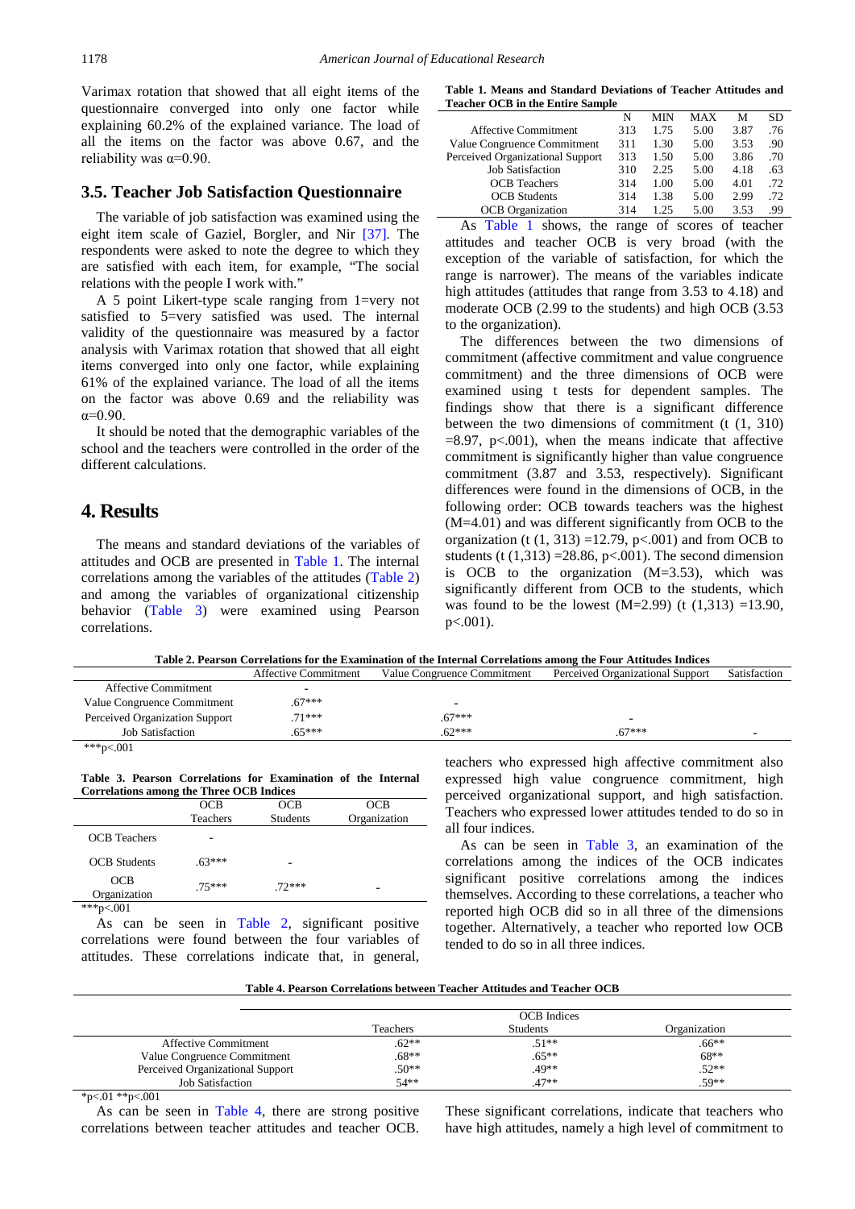Varimax rotation that showed that all eight items of the questionnaire converged into only one factor while explaining 60.2% of the explained variance. The load of all the items on the factor was above 0.67, and the reliability was α=0.90.

## 3.5. Teacher Job Satisfaction Questionnaire

The variable of job satisfaction was examined using the eight item scale of Gaziel, Borgler, and Nir [37]. The respondents were asked to note the degree to which they are satisfied with each item, for example, "The social relations with the people I work with."

A 5 point Likert-type scale ranging from 1=very not satisfied to 5=very satisfied was used. The internal validity of the questionnaire was measured by a factor analysis with Varimax rotation that showed that all eight items converged into only one factor, while explaining 61% of the explained variance. The load of all the items on the factor was above 0.69 and the reliability was α=0.90.

It should be noted that the demographic variables of the school and the teachers were controlled in the order of the different calculations.

# 4. Results

The means and standard deviations of the variables of attitudes and OCB are presented in Table 1. The internal correlations among the variables of the attitudes (Table 2) and among the variables of organizational citizenship behavior (Table 3) were examined using Pearson correlations.

**Table 1. Means and Standard Deviations of Teacher Attitudes and Teacher OCB in the Entire Sample**

| | N | MIN | MAX | M | SD |
|---|---|---|---|---|---|
| Affective Commitment | 313 | 1.75 | 5.00 | 3.87 | .76 |
| Value Congruence Commitment | 311 | 1.30 | 5.00 | 3.53 | .90 |
| Perceived Organizational Support | 313 | 1.50 | 5.00 | 3.86 | .70 |
| Job Satisfaction | 310 | 2.25 | 5.00 | 4.18 | .63 |
| OCB Teachers | 314 | 1.00 | 5.00 | 4.01 | .72 |
| OCB Students | 314 | 1.38 | 5.00 | 2.99 | .72 |
| OCB Organization | 314 | 1.25 | 5.00 | 3.53 | .99 |

As Table 1 shows, the range of scores of teacher attitudes and teacher OCB is very broad (with the exception of the variable of satisfaction, for which the range is narrower). The means of the variables indicate high attitudes (attitudes that range from 3.53 to 4.18) and moderate OCB (2.99 to the students) and high OCB (3.53 to the organization).

The differences between the two dimensions of commitment (affective commitment and value congruence commitment) and the three dimensions of OCB were examined using t tests for dependent samples. The findings show that there is a significant difference between the two dimensions of commitment (t (1, 310) =8.97, p<.001), when the means indicate that affective commitment is significantly higher than value congruence commitment (3.87 and 3.53, respectively). Significant differences were found in the dimensions of OCB, in the following order: OCB towards teachers was the highest (M=4.01) and was different significantly from OCB to the organization (t (1, 313) =12.79, p<.001) and from OCB to students (t (1,313) =28.86, p<.001). The second dimension is OCB to the organization (M=3.53), which was significantly different from OCB to the students, which was found to be the lowest (M=2.99) (t (1,313) =13.90, p<.001).

**Table 2. Pearson Correlations for the Examination of the Internal Correlations among the Four Attitudes Indices**

| | Affective Commitment | Value Congruence Commitment | Perceived Organizational Support | Satisfaction |
|---|---|---|---|---|
| Affective Commitment | - | | | |
| Value Congruence Commitment | .67*** | - | | |
| Perceived Organization Support | .71*** | .67*** | - | |
| Job Satisfaction | .65*** | .62*** | .67*** | - |

***p<.001

**Table 3. Pearson Correlations for Examination of the Internal Correlations among the Three OCB Indices**

| | OCB Teachers | OCB Students | OCB Organization |
|---|---|---|---|
| OCB Teachers | - | | |
| OCB Students | .63*** | - | |
| OCB Organization | .75*** | .72*** | - |

***p<.001

As can be seen in Table 2, significant positive correlations were found between the four variables of attitudes. These correlations indicate that, in general, teachers who expressed high affective commitment also expressed high value congruence commitment, high perceived organizational support, and high satisfaction. Teachers who expressed lower attitudes tended to do so in all four indices.

As can be seen in Table 3, an examination of the correlations among the indices of the OCB indicates significant positive correlations among the indices themselves. According to these correlations, a teacher who reported high OCB did so in all three of the dimensions together. Alternatively, a teacher who reported low OCB tended to do so in all three indices.

**Table 4. Pearson Correlations between Teacher Attitudes and Teacher OCB**

| | OCB Indices | | |
|---|---|---|---|
| | Teachers | Students | Organization |
| Affective Commitment | .62** | .51** | .66** |
| Value Congruence Commitment | .68** | .65** | 68** |
| Perceived Organizational Support | .50** | .49** | .52** |
| Job Satisfaction | 54** | .47** | .59** |

*p<.01 **p<.001

As can be seen in Table 4, there are strong positive correlations between teacher attitudes and teacher OCB. These significant correlations, indicate that teachers who have high attitudes, namely a high level of commitment to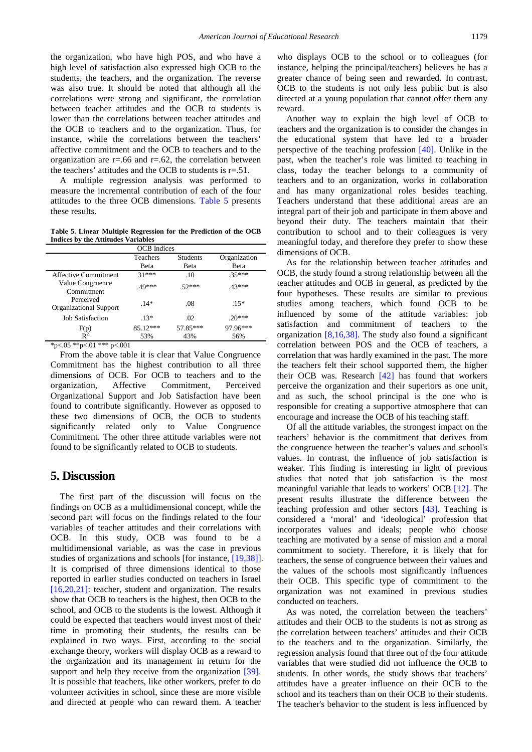the organization, who have high POS, and who have a high level of satisfaction also expressed high OCB to the students, the teachers, and the organization. The reverse was also true. It should be noted that although all the correlations were strong and significant, the correlation between teacher attitudes and the OCB to students is lower than the correlations between teacher attitudes and the OCB to teachers and to the organization. Thus, for instance, while the correlations between the teachers' affective commitment and the OCB to teachers and to the organization are r=.66 and r=.62, the correlation between the teachers' attitudes and the OCB to students is r=.51.

A multiple regression analysis was performed to measure the incremental contribution of each of the four attitudes to the three OCB dimensions. Table 5 presents these results.

**Table 5. Linear Multiple Regression for the Prediction of the OCB Indices by the Attitudes Variables**

| | OCB Indices | | |
|---|---|---|---|
| | Teachers Beta | Students Beta | Organization Beta |
| Affective Commitment | .31*** | .10 | .35*** |
| Value Congruence Commitment | .49*** | .52*** | .43*** |
| Perceived Organizational Support | .14* | .08 | .15* |
| Job Satisfaction | .13* | .02 | .20*** |
| F(p) | 85.12*** | 57.85*** | 97.96*** |
| $R^2$ | 53% | 43% | 56% |

*p<.05 **p<.01 *** p<.001

From the above table it is clear that Value Congruence Commitment has the highest contribution to all three dimensions of OCB. For OCB to teachers and to the organization, Affective Commitment, Perceived Organizational Support and Job Satisfaction have been found to contribute significantly. However as opposed to these two dimensions of OCB, the OCB to students significantly related only to Value Congruence Commitment. The other three attitude variables were not found to be significantly related to OCB to students.

## 5. Discussion

The first part of the discussion will focus on the findings on OCB as a multidimensional concept, while the second part will focus on the findings related to the four variables of teacher attitudes and their correlations with OCB. In this study, OCB was found to be a multidimensional variable, as was the case in previous studies of organizations and schools [for instance, [19,38]]. It is comprised of three dimensions identical to those reported in earlier studies conducted on teachers in Israel [16,20,21]: teacher, student and organization. The results show that OCB to teachers is the highest, then OCB to the school, and OCB to the students is the lowest. Although it could be expected that teachers would invest most of their time in promoting their students, the results can be explained in two ways. First, according to the social exchange theory, workers will display OCB as a reward to the organization and its management in return for the support and help they receive from the organization [39]. It is possible that teachers, like other workers, prefer to do volunteer activities in school, since these are more visible and directed at people who can reward them. A teacher who displays OCB to the school or to colleagues (for instance, helping the principal/teachers) believes he has a greater chance of being seen and rewarded. In contrast, OCB to the students is not only less public but is also directed at a young population that cannot offer them any reward.

Another way to explain the high level of OCB to teachers and the organization is to consider the changes in the educational system that have led to a broader perspective of the teaching profession [40]. Unlike in the past, when the teacher's role was limited to teaching in class, today the teacher belongs to a community of teachers and to an organization, works in collaboration and has many organizational roles besides teaching. Teachers understand that these additional areas are an integral part of their job and participate in them above and beyond their duty. The teachers maintain that their contribution to school and to their colleagues is very meaningful today, and therefore they prefer to show these dimensions of OCB.

As for the relationship between teacher attitudes and OCB, the study found a strong relationship between all the teacher attitudes and OCB in general, as predicted by the four hypotheses. These results are similar to previous studies among teachers, which found OCB to be influenced by some of the attitude variables: job satisfaction and commitment of teachers to the organization [8,16,38]. The study also found a significant correlation between POS and the OCB of teachers, a correlation that was hardly examined in the past. The more the teachers felt their school supported them, the higher their OCB was. Research [42] has found that workers perceive the organization and their superiors as one unit, and as such, the school principal is the one who is responsible for creating a supportive atmosphere that can encourage and increase the OCB of his teaching staff.

Of all the attitude variables, the strongest impact on the teachers' behavior is the commitment that derives from the congruence between the teacher's values and school's values. In contrast, the influence of job satisfaction is weaker. This finding is interesting in light of previous studies that noted that job satisfaction is the most meaningful variable that leads to workers' OCB [12]. The present results illustrate the difference between the teaching profession and other sectors [43]. Teaching is considered a 'moral' and 'ideological' profession that incorporates values and ideals; people who choose teaching are motivated by a sense of mission and a moral commitment to society. Therefore, it is likely that for teachers, the sense of congruence between their values and the values of the schools most significantly influences their OCB. This specific type of commitment to the organization was not examined in previous studies conducted on teachers.

As was noted, the correlation between the teachers' attitudes and their OCB to the students is not as strong as the correlation between teachers' attitudes and their OCB to the teachers and to the organization. Similarly, the regression analysis found that three out of the four attitude variables that were studied did not influence the OCB to students. In other words, the study shows that teachers' attitudes have a greater influence on their OCB to the school and its teachers than on their OCB to their students. The teacher's behavior to the student is less influenced by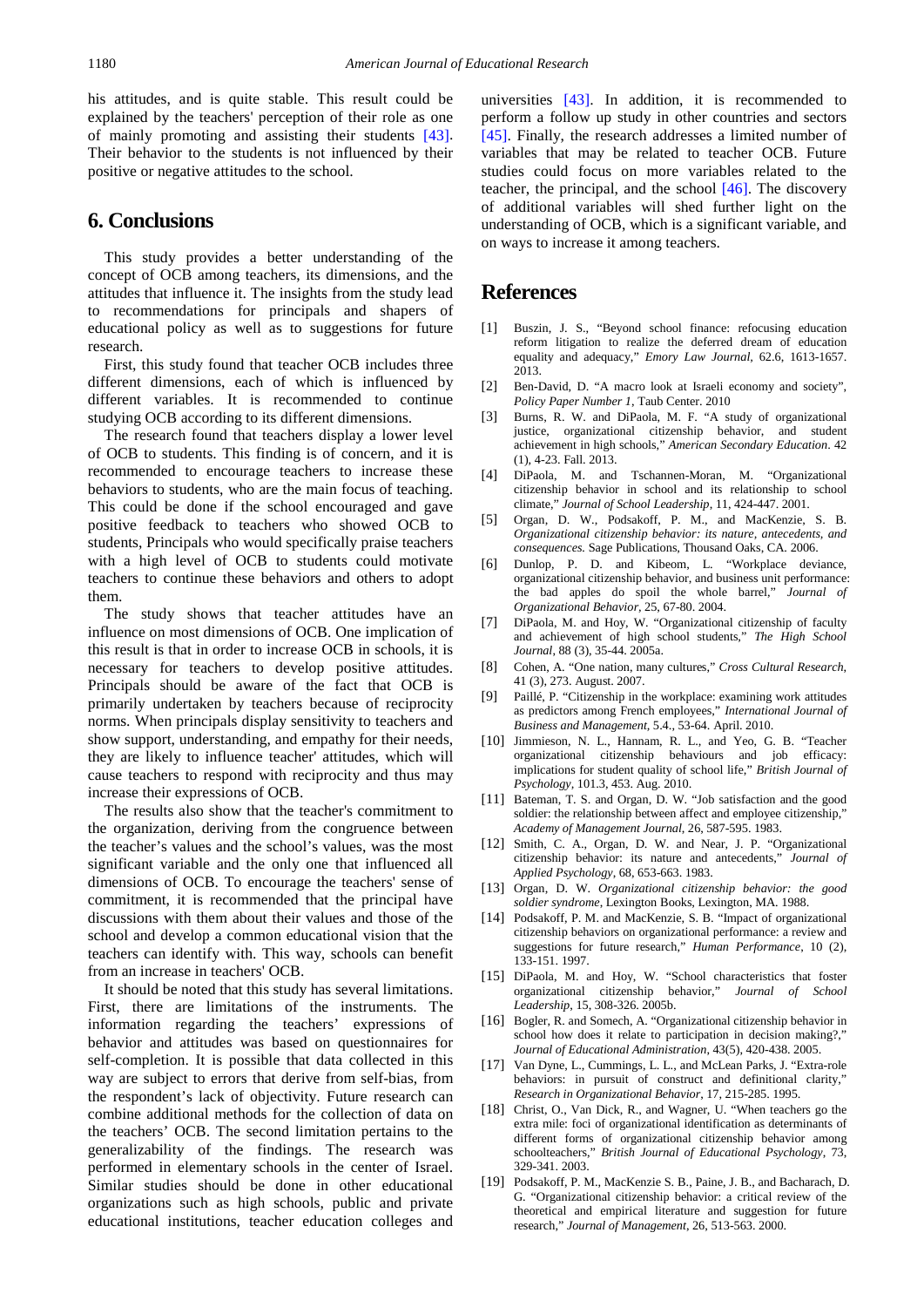his attitudes, and is quite stable. This result could be explained by the teachers' perception of their role as one of mainly promoting and assisting their students [43]. Their behavior to the students is not influenced by their positive or negative attitudes to the school.

## 6. Conclusions

This study provides a better understanding of the concept of OCB among teachers, its dimensions, and the attitudes that influence it. The insights from the study lead to recommendations for principals and shapers of educational policy as well as to suggestions for future research.

First, this study found that teacher OCB includes three different dimensions, each of which is influenced by different variables. It is recommended to continue studying OCB according to its different dimensions.

The research found that teachers display a lower level of OCB to students. This finding is of concern, and it is recommended to encourage teachers to increase these behaviors to students, who are the main focus of teaching. This could be done if the school encouraged and gave positive feedback to teachers who showed OCB to students, Principals who would specifically praise teachers with a high level of OCB to students could motivate teachers to continue these behaviors and others to adopt them.

The study shows that teacher attitudes have an influence on most dimensions of OCB. One implication of this result is that in order to increase OCB in schools, it is necessary for teachers to develop positive attitudes. Principals should be aware of the fact that OCB is primarily undertaken by teachers because of reciprocity norms. When principals display sensitivity to teachers and show support, understanding, and empathy for their needs, they are likely to influence teacher' attitudes, which will cause teachers to respond with reciprocity and thus may increase their expressions of OCB.

The results also show that the teacher's commitment to the organization, deriving from the congruence between the teacher's values and the school's values, was the most significant variable and the only one that influenced all dimensions of OCB. To encourage the teachers' sense of commitment, it is recommended that the principal have discussions with them about their values and those of the school and develop a common educational vision that the teachers can identify with. This way, schools can benefit from an increase in teachers' OCB.

It should be noted that this study has several limitations. First, there are limitations of the instruments. The information regarding the teachers' expressions of behavior and attitudes was based on questionnaires for self-completion. It is possible that data collected in this way are subject to errors that derive from self-bias, from the respondent's lack of objectivity. Future research can combine additional methods for the collection of data on the teachers' OCB. The second limitation pertains to the generalizability of the findings. The research was performed in elementary schools in the center of Israel. Similar studies should be done in other educational organizations such as high schools, public and private educational institutions, teacher education colleges and universities [43]. In addition, it is recommended to perform a follow up study in other countries and sectors [45]. Finally, the research addresses a limited number of variables that may be related to teacher OCB. Future studies could focus on more variables related to the teacher, the principal, and the school [46]. The discovery of additional variables will shed further light on the understanding of OCB, which is a significant variable, and on ways to increase it among teachers.

## References

[1] Buszin, J. S., "Beyond school finance: refocusing education reform litigation to realize the deferred dream of education equality and adequacy," *Emory Law Journal*, 62.6, 1613-1657. 2013.

[2] Ben-David, D. "A macro look at Israeli economy and society", *Policy Paper Number 1*, Taub Center. 2010

[3] Burns, R. W. and DiPaola, M. F. "A study of organizational justice, organizational citizenship behavior, and student achievement in high schools," *American Secondary Education*. 42 (1), 4-23. Fall. 2013.

[4] DiPaola, M. and Tschannen-Moran, M. "Organizational citizenship behavior in school and its relationship to school climate," *Journal of School Leadership*, 11, 424-447. 2001.

[5] Organ, D. W., Podsakoff, P. M., and MacKenzie, S. B. *Organizational citizenship behavior: its nature, antecedents, and consequences.* Sage Publications, Thousand Oaks, CA. 2006.

[6] Dunlop, P. D. and Kibeom, L. "Workplace deviance, organizational citizenship behavior, and business unit performance: the bad apples do spoil the whole barrel," *Journal of Organizational Behavior*, 25, 67-80. 2004.

[7] DiPaola, M. and Hoy, W. "Organizational citizenship of faculty and achievement of high school students," *The High School Journal*, 88 (3), 35-44. 2005a.

[8] Cohen, A. "One nation, many cultures," *Cross Cultural Research*, 41 (3), 273. August. 2007.

[9] Paillé, P. "Citizenship in the workplace: examining work attitudes as predictors among French employees," *International Journal of Business and Management*, 5.4., 53-64. April. 2010.

[10] Jimmieson, N. L., Hannam, R. L., and Yeo, G. B. "Teacher organizational citizenship behaviours and job efficacy: implications for student quality of school life," *British Journal of Psychology*, 101.3, 453. Aug. 2010.

[11] Bateman, T. S. and Organ, D. W. "Job satisfaction and the good soldier: the relationship between affect and employee citizenship," *Academy of Management Journal*, 26, 587-595. 1983.

[12] Smith, C. A., Organ, D. W. and Near, J. P. "Organizational citizenship behavior: its nature and antecedents," *Journal of Applied Psychology*, 68, 653-663. 1983.

[13] Organ, D. W. *Organizational citizenship behavior: the good soldier syndrome*, Lexington Books, Lexington, MA. 1988.

[14] Podsakoff, P. M. and MacKenzie, S. B. "Impact of organizational citizenship behaviors on organizational performance: a review and suggestions for future research," *Human Performance*, 10 (2), 133-151. 1997.

[15] DiPaola, M. and Hoy, W. "School characteristics that foster organizational citizenship behavior," *Journal of School Leadership*, 15, 308-326. 2005b.

[16] Bogler, R. and Somech, A. "Organizational citizenship behavior in school how does it relate to participation in decision making?," *Journal of Educational Administration*, 43(5), 420-438. 2005.

[17] Van Dyne, L., Cummings, L. L., and McLean Parks, J. "Extra-role behaviors: in pursuit of construct and definitional clarity," *Research in Organizational Behavior*, 17, 215-285. 1995.

[18] Christ, O., Van Dick, R., and Wagner, U. "When teachers go the extra mile: foci of organizational identification as determinants of different forms of organizational citizenship behavior among schoolteachers," *British Journal of Educational Psychology*, 73, 329-341. 2003.

[19] Podsakoff, P. M., MacKenzie S. B., Paine, J. B., and Bacharach, D. G. "Organizational citizenship behavior: a critical review of the theoretical and empirical literature and suggestion for future research," *Journal of Management*, 26, 513-563. 2000.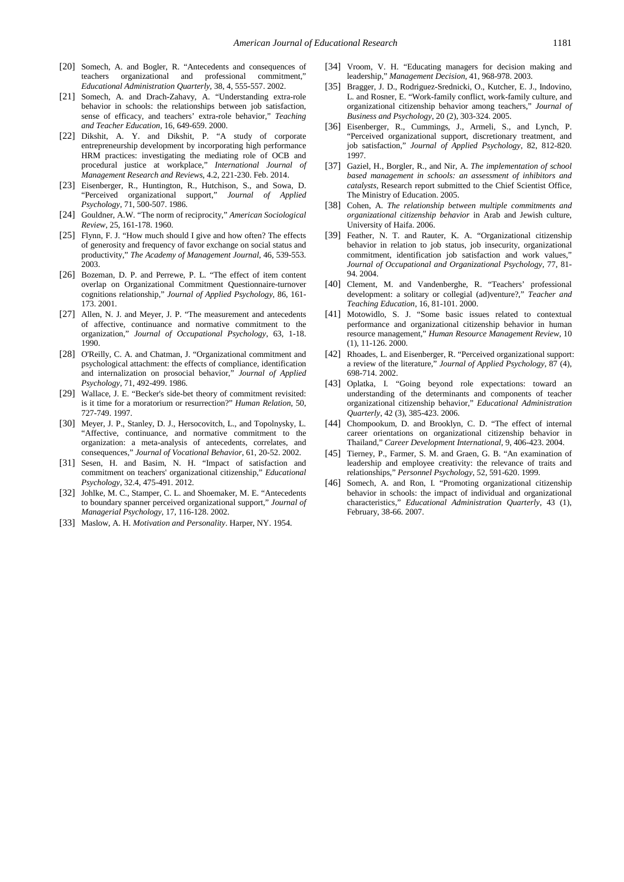[20] Somech, A. and Bogler, R. "Antecedents and consequences of teachers organizational and professional commitment," *Educational Administration Quarterly*, 38, 4, 555-557. 2002.

[21] Somech, A. and Drach-Zahavy, A. "Understanding extra-role behavior in schools: the relationships between job satisfaction, sense of efficacy, and teachers' extra-role behavior," *Teaching and Teacher Education*, 16, 649-659. 2000.

[22] Dikshit, A. Y. and Dikshit, P. "A study of corporate entrepreneurship development by incorporating high performance HRM practices: investigating the mediating role of OCB and procedural justice at workplace," *International Journal of Management Research and Reviews*, 4.2, 221-230. Feb. 2014.

[23] Eisenberger, R., Huntington, R., Hutchison, S., and Sowa, D. "Perceived organizational support," *Journal of Applied Psychology*, 71, 500-507. 1986.

[24] Gouldner, A.W. "The norm of reciprocity," *American Sociological Review*, 25, 161-178. 1960.

[25] Flynn, F. J. "How much should I give and how often? The effects of generosity and frequency of favor exchange on social status and productivity," *The Academy of Management Journal*, 46, 539-553. 2003.

[26] Bozeman, D. P. and Perrewe, P. L. "The effect of item content overlap on Organizational Commitment Questionnaire-turnover cognitions relationship," *Journal of Applied Psychology*, 86, 161-173. 2001.

[27] Allen, N. J. and Meyer, J. P. "The measurement and antecedents of affective, continuance and normative commitment to the organization," *Journal of Occupational Psychology*, 63, 1-18. 1990.

[28] O'Reilly, C. A. and Chatman, J. "Organizational commitment and psychological attachment: the effects of compliance, identification and internalization on prosocial behavior," *Journal of Applied Psychology*, 71, 492-499. 1986.

[29] Wallace, J. E. "Becker's side-bet theory of commitment revisited: is it time for a moratorium or resurrection?" *Human Relation*, 50, 727-749. 1997.

[30] Meyer, J. P., Stanley, D. J., Hersocovitch, L., and Topolnysky, L. "Affective, continuance, and normative commitment to the organization: a meta-analysis of antecedents, correlates, and consequences," *Journal of Vocational Behavior*, 61, 20-52. 2002.

[31] Sesen, H. and Basim, N. H. "Impact of satisfaction and commitment on teachers' organizational citizenship," *Educational Psychology*, 32.4, 475-491. 2012.

[32] Johlke, M. C., Stamper, C. L. and Shoemaker, M. E. "Antecedents to boundary spanner perceived organizational support," *Journal of Managerial Psychology*, 17, 116-128. 2002.

[33] Maslow, A. H. *Motivation and Personality*. Harper, NY. 1954.

[34] Vroom, V. H. "Educating managers for decision making and leadership," *Management Decision*, 41, 968-978. 2003.

[35] Bragger, J. D., Rodriguez-Srednicki, O., Kutcher, E. J., Indovino, L. and Rosner, E. "Work-family conflict, work-family culture, and organizational citizenship behavior among teachers," *Journal of Business and Psychology*, 20 (2), 303-324. 2005.

[36] Eisenberger, R., Cummings, J., Armeli, S., and Lynch, P. "Perceived organizational support, discretionary treatment, and job satisfaction," *Journal of Applied Psychology*, 82, 812-820. 1997.

[37] Gaziel, H., Borgler, R., and Nir, A. *The implementation of school based management in schools: an assessment of inhibitors and catalysts*, Research report submitted to the Chief Scientist Office, The Ministry of Education. 2005.

[38] Cohen, A. *The relationship between multiple commitments and organizational citizenship behavior* in Arab and Jewish culture, University of Haifa. 2006.

[39] Feather, N. T. and Rauter, K. A. "Organizational citizenship behavior in relation to job status, job insecurity, organizational commitment, identification job satisfaction and work values," *Journal of Occupational and Organizational Psychology*, 77, 81-94. 2004.

[40] Clement, M. and Vandenberghe, R. "Teachers' professional development: a solitary or collegial (ad)venture?," *Teacher and Teaching Education*, 16, 81-101. 2000.

[41] Motowidlo, S. J. "Some basic issues related to contextual performance and organizational citizenship behavior in human resource management," *Human Resource Management Review*, 10 (1), 11-126. 2000.

[42] Rhoades, L. and Eisenberger, R. "Perceived organizational support: a review of the literature," *Journal of Applied Psychology*, 87 (4), 698-714. 2002.

[43] Oplatka, I. "Going beyond role expectations: toward an understanding of the determinants and components of teacher organizational citizenship behavior," *Educational Administration Quarterly*, 42 (3), 385-423. 2006.

[44] Chompookum, D. and Brooklyn, C. D. "The effect of internal career orientations on organizational citizenship behavior in Thailand," *Career Development International*, 9, 406-423. 2004.

[45] Tierney, P., Farmer, S. M. and Graen, G. B. "An examination of leadership and employee creativity: the relevance of traits and relationships," *Personnel Psychology*, 52, 591-620. 1999.

[46] Somech, A. and Ron, I. "Promoting organizational citizenship behavior in schools: the impact of individual and organizational characteristics," *Educational Administration Quarterly*, 43 (1), February, 38-66. 2007.